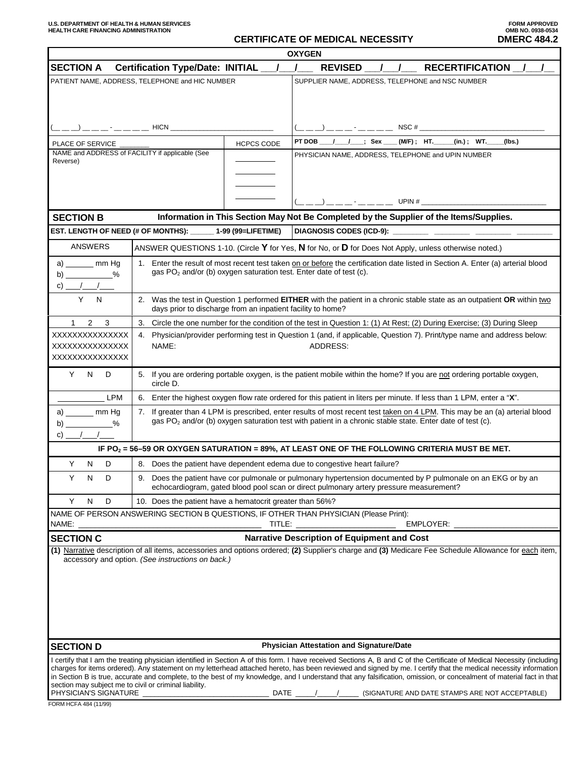U.S. DEPARTMENT OF HEALTH & HUMAN SERVICES
HEALTH CARE FINANCING ADMINISTRATION

FORM APPROVED
OMB NO. 0938-0534

# CERTIFICATE OF MEDICAL NECESSITY

**DMERC 484.2**

## OXYGEN

**SECTION A** **Certification Type/Date: INITIAL \_\_\_/\_\_\_/\_\_\_ REVISED \_\_\_/\_\_\_/\_\_\_ RECERTIFICATION \_\_/\_\_\_/\_\_**

| | | |
|---|---|---|
| PATIENT NAME, ADDRESS, TELEPHONE and HIC NUMBER<br><br>(\_\_ \_\_ \_\_) \_\_ \_\_ \_\_ - \_\_ \_\_ \_\_ \_\_ HICN \_\_\_\_\_\_\_\_\_\_\_\_\_\_\_\_ | | SUPPLIER NAME, ADDRESS, TELEPHONE and NSC NUMBER<br><br>(\_\_ \_\_ \_\_) \_\_ \_\_ \_\_ - \_\_ \_\_ \_\_ \_\_ NSC # \_\_\_\_\_\_\_\_\_\_\_\_\_\_\_\_ |
| PLACE OF SERVICE \_\_\_\_\_\_\_ | HCPCS CODE | **PT DOB \_\_\_/\_\_\_/\_\_\_; Sex \_\_\_\_ (M/F); HT.\_\_\_\_\_(in.); WT.\_\_\_\_(lbs.)** |
| NAME and ADDRESS of FACILITY if applicable (See Reverse) | \_\_\_\_\_\_\_\_<br>\_\_\_\_\_\_\_\_<br>\_\_\_\_\_\_\_\_<br>\_\_\_\_\_\_\_\_ | PHYSICIAN NAME, ADDRESS, TELEPHONE and UPIN NUMBER<br><br>(\_\_ \_\_ \_\_) \_\_ \_\_ \_\_ - \_\_ \_\_ \_\_ \_\_ UPIN # \_\_\_\_\_\_\_\_\_\_\_\_\_\_\_\_ |

**SECTION B** **Information in This Section May Not Be Completed by the Supplier of the Items/Supplies.**

**EST. LENGTH OF NEED (# OF MONTHS): \_\_\_\_\_\_ 1-99 (99=LIFETIME)** | **DIAGNOSIS CODES (ICD-9): \_\_\_\_\_\_\_\_ \_\_\_\_\_\_\_\_ \_\_\_\_\_\_\_\_ \_\_\_\_\_\_\_\_**

| ANSWERS | ANSWER QUESTIONS 1-10. (Circle **Y** for Yes, **N** for No, or **D** for Does Not Apply, unless otherwise noted.) |
|---|---|
| a) \_\_\_\_\_\_ mm Hg<br>b) \_\_\_\_\_\_\_\_\_\_%<br>c) \_\_\_/\_\_\_/\_\_\_ | 1. Enter the result of most recent test taken on or before the certification date listed in Section A. Enter (a) arterial blood gas $PO_2$ and/or (b) oxygen saturation test. Enter date of test (c). |
| Y N | 2. Was the test in Question 1 performed **EITHER** with the patient in a chronic stable state as an outpatient **OR** within two days prior to discharge from an inpatient facility to home? |
| 1 2 3 | 3. Circle the one number for the condition of the test in Question 1: (1) At Rest; (2) During Exercise; (3) During Sleep |
| XXXXXXXXXXXXXX<br>XXXXXXXXXXXXXX<br>XXXXXXXXXXXXXX | 4. Physician/provider performing test in Question 1 (and, if applicable, Question 7). Print/type name and address below:<br>NAME: ADDRESS: |
| Y N D | 5. If you are ordering portable oxygen, is the patient mobile within the home? If you are not ordering portable oxygen, circle D. |
| \_\_\_\_\_\_\_\_\_\_ LPM | 6. Enter the highest oxygen flow rate ordered for this patient in liters per minute. If less than 1 LPM, enter a "**X**". |
| a) \_\_\_\_\_\_ mm Hg<br>b) \_\_\_\_\_\_\_\_\_\_%<br>c) \_\_\_/\_\_\_/\_\_\_ | 7. If greater than 4 LPM is prescribed, enter results of most recent test taken on 4 LPM. This may be an (a) arterial blood gas $PO_2$ and/or (b) oxygen saturation test with patient in a chronic stable state. Enter date of test (c). |
| | **IF $PO_2$ = 56–59 OR OXYGEN SATURATION = 89%, AT LEAST ONE OF THE FOLLOWING CRITERIA MUST BE MET.** |
| Y N D | 8. Does the patient have dependent edema due to congestive heart failure? |
| Y N D | 9. Does the patient have cor pulmonale or pulmonary hypertension documented by P pulmonale on an EKG or by an echocardiogram, gated blood pool scan or direct pulmonary artery pressure measurement? |
| Y N D | 10. Does the patient have a hematocrit greater than 56%? |

NAME OF PERSON ANSWERING SECTION B QUESTIONS, IF OTHER THAN PHYSICIAN (Please Print):
NAME: \_\_\_\_\_\_\_\_\_\_\_\_\_\_\_\_\_\_\_\_ TITLE: \_\_\_\_\_\_\_\_\_\_\_\_\_\_\_\_ EMPLOYER: \_\_\_\_\_\_\_\_\_\_\_\_\_\_\_\_

**SECTION C** **Narrative Description of Equipment and Cost**

**(1)** Narrative description of all items, accessories and options ordered; **(2)** Supplier's charge and **(3)** Medicare Fee Schedule Allowance for each item, accessory and option. *(See instructions on back.)*

**SECTION D** **Physician Attestation and Signature/Date**

I certify that I am the treating physician identified in Section A of this form. I have received Sections A, B and C of the Certificate of Medical Necessity (including charges for items ordered). Any statement on my letterhead attached hereto, has been reviewed and signed by me. I certify that the medical necessity information in Section B is true, accurate and complete, to the best of my knowledge, and I understand that any falsification, omission, or concealment of material fact in that section may subject me to civil or criminal liability.

PHYSICIAN'S SIGNATURE \_\_\_\_\_\_\_\_\_\_\_\_\_\_\_\_\_\_\_\_\_\_\_\_ DATE \_\_\_\_\_/\_\_\_\_\_/\_\_\_\_\_ (SIGNATURE AND DATE STAMPS ARE NOT ACCEPTABLE)

FORM HCFA 484 (11/99)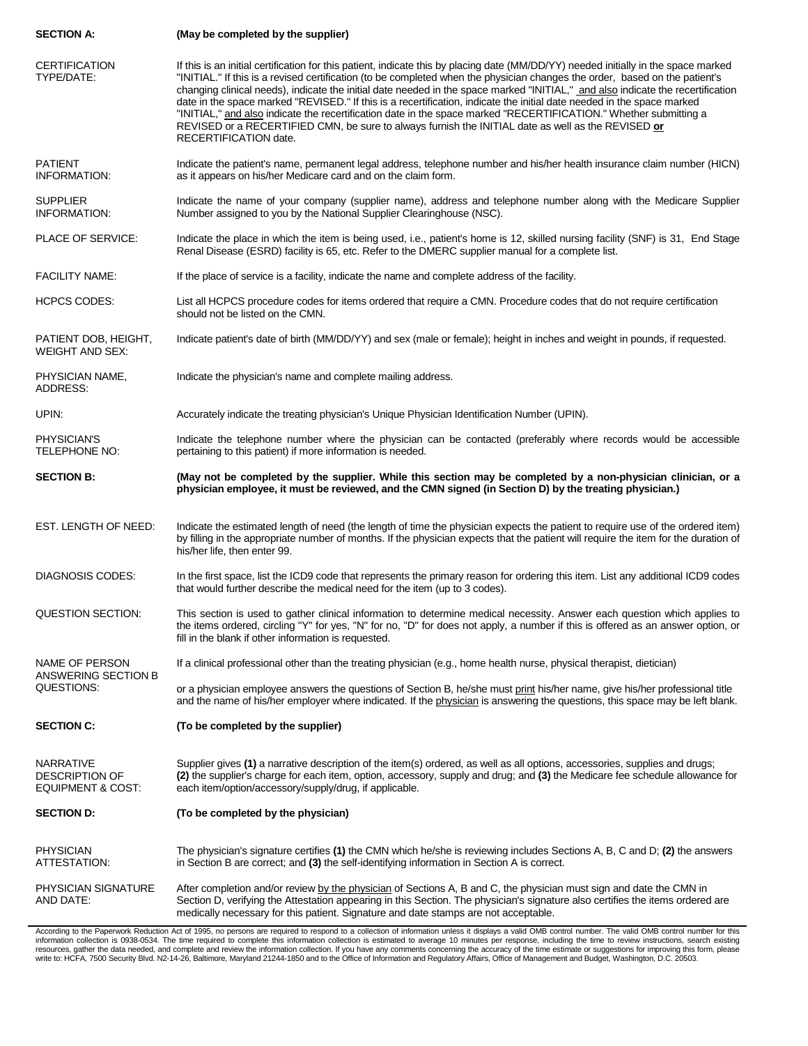**SECTION A:** **(May be completed by the supplier)**

CERTIFICATION TYPE/DATE: If this is an initial certification for this patient, indicate this by placing date (MM/DD/YY) needed initially in the space marked "INITIAL." If this is a revised certification (to be completed when the physician changes the order, based on the patient's changing clinical needs), indicate the initial date needed in the space marked "INITIAL," and also indicate the recertification date in the space marked "REVISED." If this is a recertification, indicate the initial date needed in the space marked "INITIAL," and also indicate the recertification date in the space marked "RECERTIFICATION." Whether submitting a REVISED or a RECERTIFIED CMN, be sure to always furnish the INITIAL date as well as the REVISED **or** RECERTIFICATION date.

PATIENT INFORMATION: Indicate the patient's name, permanent legal address, telephone number and his/her health insurance claim number (HICN) as it appears on his/her Medicare card and on the claim form.

SUPPLIER INFORMATION: Indicate the name of your company (supplier name), address and telephone number along with the Medicare Supplier Number assigned to you by the National Supplier Clearinghouse (NSC).

PLACE OF SERVICE: Indicate the place in which the item is being used, i.e., patient's home is 12, skilled nursing facility (SNF) is 31, End Stage Renal Disease (ESRD) facility is 65, etc. Refer to the DMERC supplier manual for a complete list.

FACILITY NAME: If the place of service is a facility, indicate the name and complete address of the facility.

HCPCS CODES: List all HCPCS procedure codes for items ordered that require a CMN. Procedure codes that do not require certification should not be listed on the CMN.

PATIENT DOB, HEIGHT, WEIGHT AND SEX: Indicate patient's date of birth (MM/DD/YY) and sex (male or female); height in inches and weight in pounds, if requested.

PHYSICIAN NAME, ADDRESS: Indicate the physician's name and complete mailing address.

UPIN: Accurately indicate the treating physician's Unique Physician Identification Number (UPIN).

PHYSICIAN'S TELEPHONE NO: Indicate the telephone number where the physician can be contacted (preferably where records would be accessible pertaining to this patient) if more information is needed.

**SECTION B:** **(May not be completed by the supplier. While this section may be completed by a non-physician clinician, or a physician employee, it must be reviewed, and the CMN signed (in Section D) by the treating physician.)**

EST. LENGTH OF NEED: Indicate the estimated length of need (the length of time the physician expects the patient to require use of the ordered item) by filling in the appropriate number of months. If the physician expects that the patient will require the item for the duration of his/her life, then enter 99.

DIAGNOSIS CODES: In the first space, list the ICD9 code that represents the primary reason for ordering this item. List any additional ICD9 codes that would further describe the medical need for the item (up to 3 codes).

QUESTION SECTION: This section is used to gather clinical information to determine medical necessity. Answer each question which applies to the items ordered, circling "Y" for yes, "N" for no, "D" for does not apply, a number if this is offered as an answer option, or fill in the blank if other information is requested.

NAME OF PERSON ANSWERING SECTION B QUESTIONS: If a clinical professional other than the treating physician (e.g., home health nurse, physical therapist, dietician) or a physician employee answers the questions of Section B, he/she must print his/her name, give his/her professional title and the name of his/her employer where indicated. If the physician is answering the questions, this space may be left blank.

**SECTION C:** **(To be completed by the supplier)**

NARRATIVE DESCRIPTION OF EQUIPMENT & COST: Supplier gives **(1)** a narrative description of the item(s) ordered, as well as all options, accessories, supplies and drugs; **(2)** the supplier's charge for each item, option, accessory, supply and drug; and **(3)** the Medicare fee schedule allowance for each item/option/accessory/supply/drug, if applicable.

**SECTION D:** **(To be completed by the physician)**

PHYSICIAN ATTESTATION: The physician's signature certifies **(1)** the CMN which he/she is reviewing includes Sections A, B, C and D; **(2)** the answers in Section B are correct; and **(3)** the self-identifying information in Section A is correct.

PHYSICIAN SIGNATURE AND DATE: After completion and/or review by the physician of Sections A, B and C, the physician must sign and date the CMN in Section D, verifying the Attestation appearing in this Section. The physician's signature also certifies the items ordered are medically necessary for this patient. Signature and date stamps are not acceptable.

According to the Paperwork Reduction Act of 1995, no persons are required to respond to a collection of information unless it displays a valid OMB control number. The valid OMB control number for this information collection is 0938-0534. The time required to complete this information collection is estimated to average 10 minutes per response, including the time to review instructions, search existing resources, gather the data needed, and complete and review the information collection. If you have any comments concerning the accuracy of the time estimate or suggestions for improving this form, please write to: HCFA, 7500 Security Blvd. N2-14-26, Baltimore, Maryland 21244-1850 and to the Office of Information and Regulatory Affairs, Office of Management and Budget, Washington, D.C. 20503.